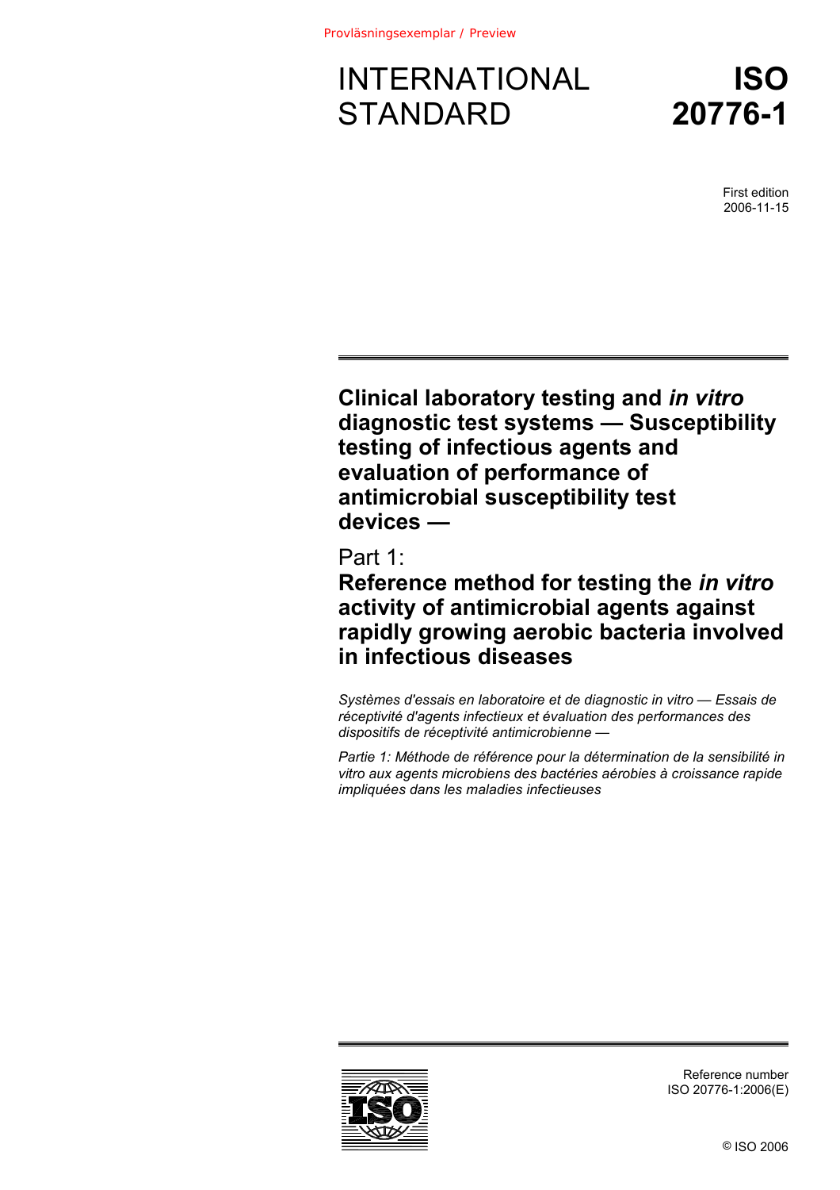Provläsningsexemplar / Preview

# INTERNATIONAL STANDARD

# ISO 20776-1

First edition
2006-11-15

## Clinical laboratory testing and *in vitro* diagnostic test systems — Susceptibility testing of infectious agents and evaluation of performance of antimicrobial susceptibility test devices —

## Part 1:
## Reference method for testing the *in vitro* activity of antimicrobial agents against rapidly growing aerobic bacteria involved in infectious diseases

*Systèmes d'essais en laboratoire et de diagnostic in vitro — Essais de réceptivité d'agents infectieux et évaluation des performances des dispositifs de réceptivité antimicrobienne —*

*Partie 1: Méthode de référence pour la détermination de la sensibilité in vitro aux agents microbiens des bactéries aérobies à croissance rapide impliquées dans les maladies infectieuses*

Reference number
ISO 20776-1:2006(E)

© ISO 2006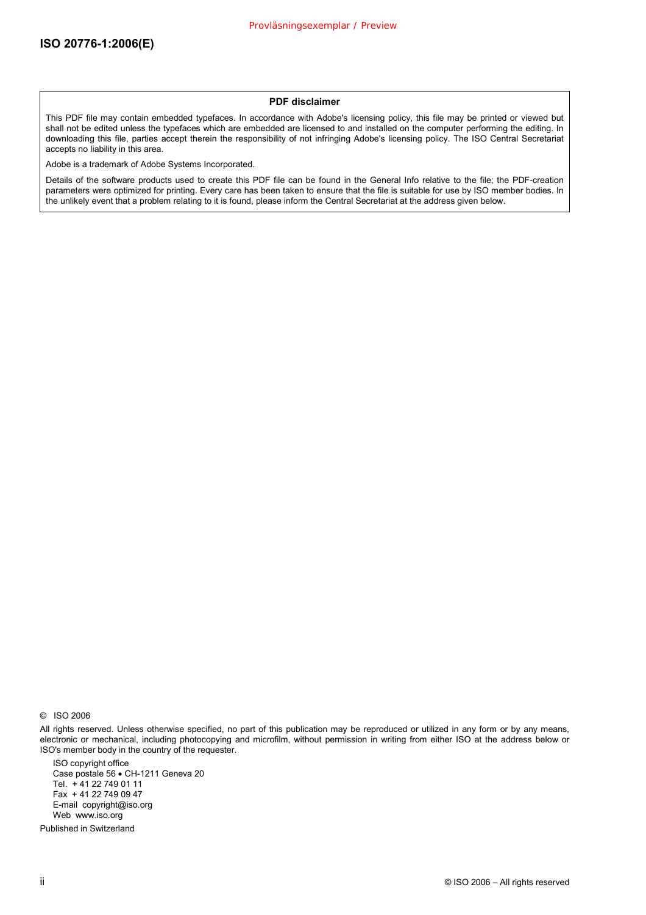**PDF disclaimer**

This PDF file may contain embedded typefaces. In accordance with Adobe's licensing policy, this file may be printed or viewed but shall not be edited unless the typefaces which are embedded are licensed to and installed on the computer performing the editing. In downloading this file, parties accept therein the responsibility of not infringing Adobe's licensing policy. The ISO Central Secretariat accepts no liability in this area.

Adobe is a trademark of Adobe Systems Incorporated.

Details of the software products used to create this PDF file can be found in the General Info relative to the file; the PDF-creation parameters were optimized for printing. Every care has been taken to ensure that the file is suitable for use by ISO member bodies. In the unlikely event that a problem relating to it is found, please inform the Central Secretariat at the address given below.

© ISO 2006

All rights reserved. Unless otherwise specified, no part of this publication may be reproduced or utilized in any form or by any means, electronic or mechanical, including photocopying and microfilm, without permission in writing from either ISO at the address below or ISO's member body in the country of the requester.

ISO copyright office
Case postale 56 • CH-1211 Geneva 20
Tel. + 41 22 749 01 11
Fax + 41 22 749 09 47
E-mail copyright@iso.org
Web www.iso.org

Published in Switzerland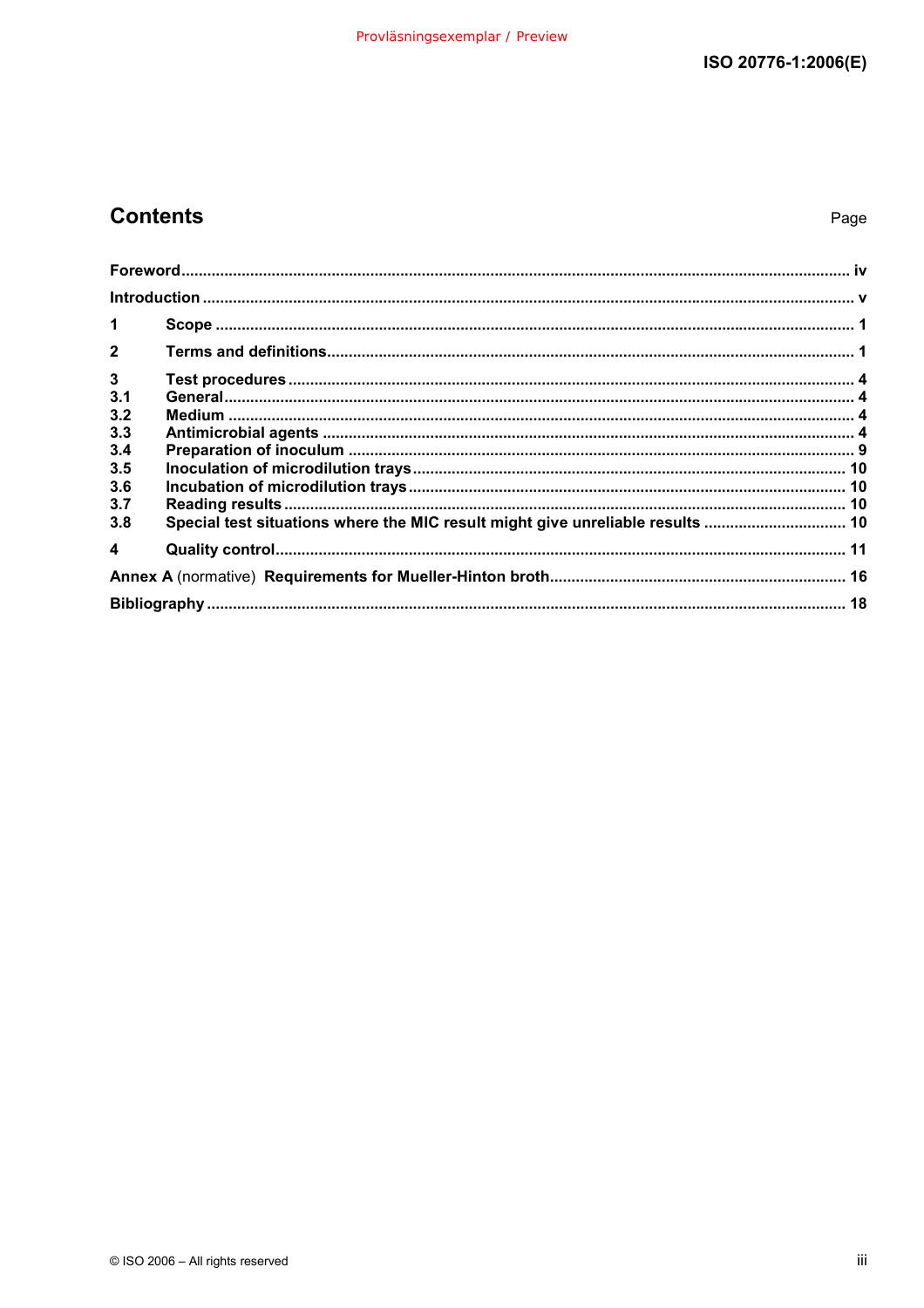## Contents

Page

Foreword ........ iv

Introduction ........ v

1 Scope ........ 1

2 Terms and definitions ........ 1

3 Test procedures ........ 4
3.1 General ........ 4
3.2 Medium ........ 4
3.3 Antimicrobial agents ........ 4
3.4 Preparation of inoculum ........ 9
3.5 Inoculation of microdilution trays ........ 10
3.6 Incubation of microdilution trays ........ 10
3.7 Reading results ........ 10
3.8 Special test situations where the MIC result might give unreliable results ........ 10

4 Quality control ........ 11

Annex A (normative) Requirements for Mueller-Hinton broth ........ 16

Bibliography ........ 18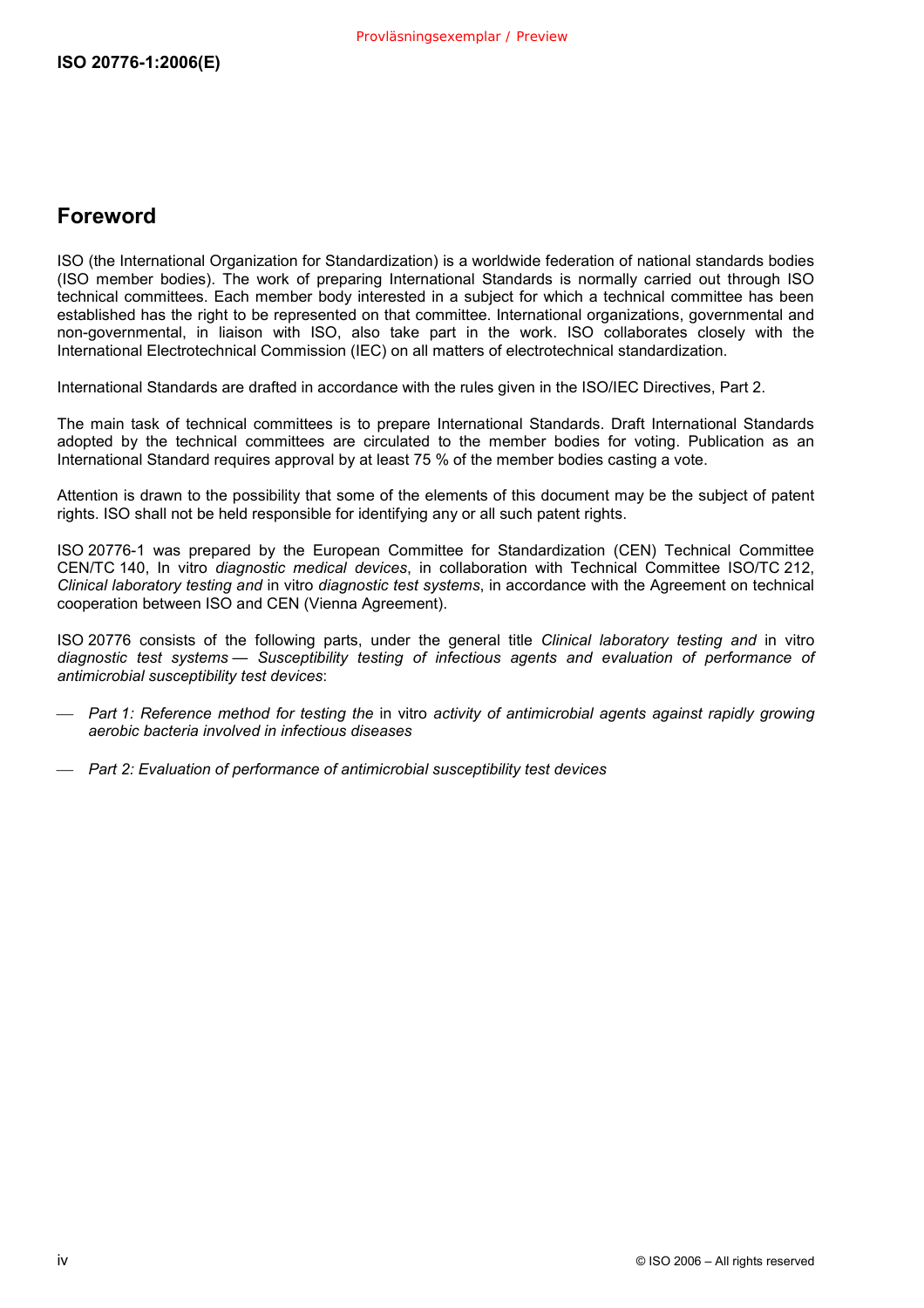## Foreword

ISO (the International Organization for Standardization) is a worldwide federation of national standards bodies (ISO member bodies). The work of preparing International Standards is normally carried out through ISO technical committees. Each member body interested in a subject for which a technical committee has been established has the right to be represented on that committee. International organizations, governmental and non-governmental, in liaison with ISO, also take part in the work. ISO collaborates closely with the International Electrotechnical Commission (IEC) on all matters of electrotechnical standardization.

International Standards are drafted in accordance with the rules given in the ISO/IEC Directives, Part 2.

The main task of technical committees is to prepare International Standards. Draft International Standards adopted by the technical committees are circulated to the member bodies for voting. Publication as an International Standard requires approval by at least 75 % of the member bodies casting a vote.

Attention is drawn to the possibility that some of the elements of this document may be the subject of patent rights. ISO shall not be held responsible for identifying any or all such patent rights.

ISO 20776-1 was prepared by the European Committee for Standardization (CEN) Technical Committee CEN/TC 140, In vitro *diagnostic medical devices*, in collaboration with Technical Committee ISO/TC 212, *Clinical laboratory testing and* in vitro *diagnostic test systems*, in accordance with the Agreement on technical cooperation between ISO and CEN (Vienna Agreement).

ISO 20776 consists of the following parts, under the general title *Clinical laboratory testing and* in vitro *diagnostic test systems — Susceptibility testing of infectious agents and evaluation of performance of antimicrobial susceptibility test devices*:

- *Part 1: Reference method for testing the* in vitro *activity of antimicrobial agents against rapidly growing aerobic bacteria involved in infectious diseases*
- *Part 2: Evaluation of performance of antimicrobial susceptibility test devices*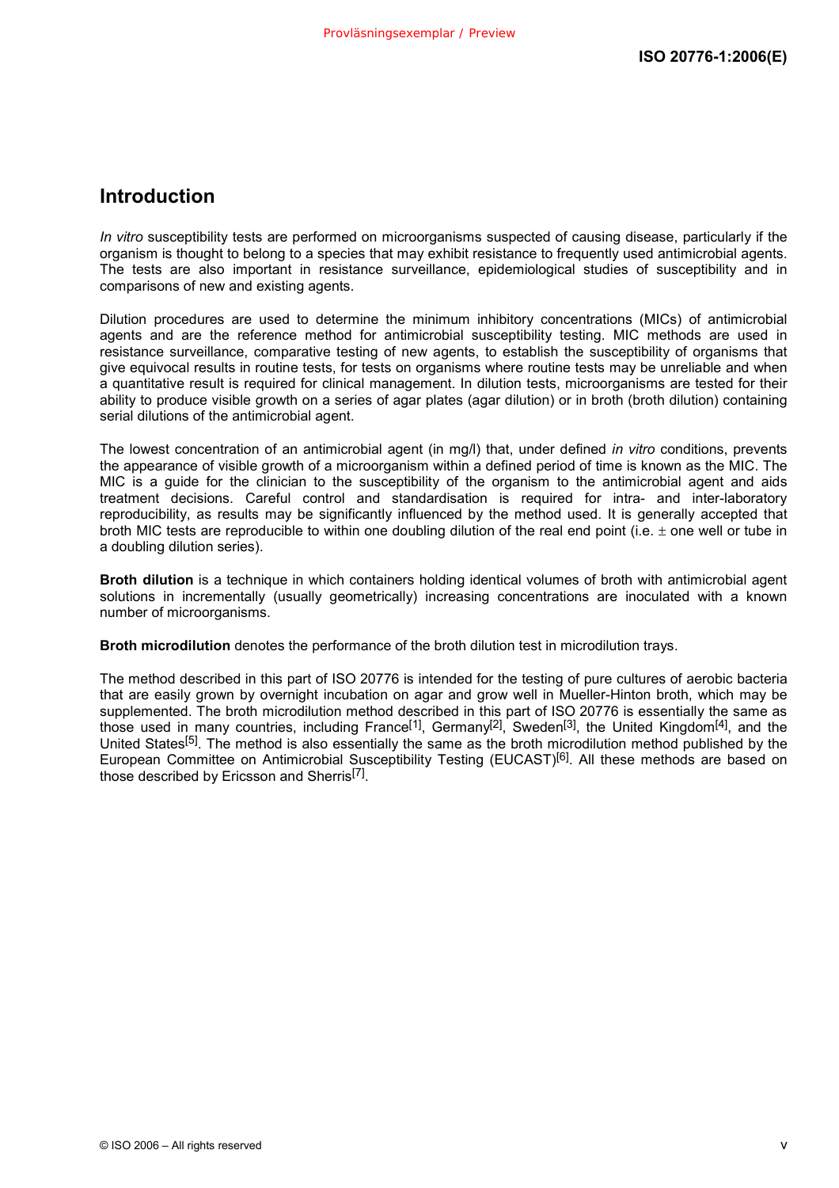## Introduction

*In vitro* susceptibility tests are performed on microorganisms suspected of causing disease, particularly if the organism is thought to belong to a species that may exhibit resistance to frequently used antimicrobial agents. The tests are also important in resistance surveillance, epidemiological studies of susceptibility and in comparisons of new and existing agents.

Dilution procedures are used to determine the minimum inhibitory concentrations (MICs) of antimicrobial agents and are the reference method for antimicrobial susceptibility testing. MIC methods are used in resistance surveillance, comparative testing of new agents, to establish the susceptibility of organisms that give equivocal results in routine tests, for tests on organisms where routine tests may be unreliable and when a quantitative result is required for clinical management. In dilution tests, microorganisms are tested for their ability to produce visible growth on a series of agar plates (agar dilution) or in broth (broth dilution) containing serial dilutions of the antimicrobial agent.

The lowest concentration of an antimicrobial agent (in mg/l) that, under defined *in vitro* conditions, prevents the appearance of visible growth of a microorganism within a defined period of time is known as the MIC. The MIC is a guide for the clinician to the susceptibility of the organism to the antimicrobial agent and aids treatment decisions. Careful control and standardisation is required for intra- and inter-laboratory reproducibility, as results may be significantly influenced by the method used. It is generally accepted that broth MIC tests are reproducible to within one doubling dilution of the real end point (i.e. ± one well or tube in a doubling dilution series).

**Broth dilution** is a technique in which containers holding identical volumes of broth with antimicrobial agent solutions in incrementally (usually geometrically) increasing concentrations are inoculated with a known number of microorganisms.

**Broth microdilution** denotes the performance of the broth dilution test in microdilution trays.

The method described in this part of ISO 20776 is intended for the testing of pure cultures of aerobic bacteria that are easily grown by overnight incubation on agar and grow well in Mueller-Hinton broth, which may be supplemented. The broth microdilution method described in this part of ISO 20776 is essentially the same as those used in many countries, including France[1], Germany[2], Sweden[3], the United Kingdom[4], and the United States[5]. The method is also essentially the same as the broth microdilution method published by the European Committee on Antimicrobial Susceptibility Testing (EUCAST)[6]. All these methods are based on those described by Ericsson and Sherris[7].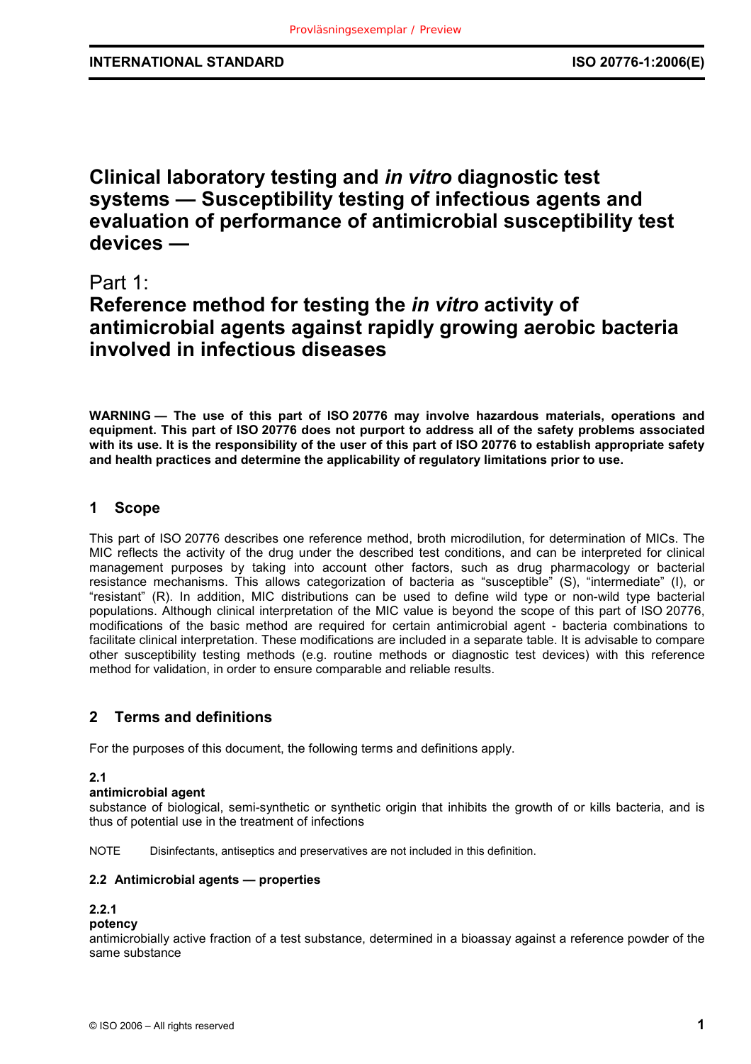**INTERNATIONAL STANDARD** ISO 20776-1:2006(E)

# Clinical laboratory testing and *in vitro* diagnostic test systems — Susceptibility testing of infectious agents and evaluation of performance of antimicrobial susceptibility test devices —

# Part 1: Reference method for testing the *in vitro* activity of antimicrobial agents against rapidly growing aerobic bacteria involved in infectious diseases

**WARNING — The use of this part of ISO 20776 may involve hazardous materials, operations and equipment. This part of ISO 20776 does not purport to address all of the safety problems associated with its use. It is the responsibility of the user of this part of ISO 20776 to establish appropriate safety and health practices and determine the applicability of regulatory limitations prior to use.**

## 1 Scope

This part of ISO 20776 describes one reference method, broth microdilution, for determination of MICs. The MIC reflects the activity of the drug under the described test conditions, and can be interpreted for clinical management purposes by taking into account other factors, such as drug pharmacology or bacterial resistance mechanisms. This allows categorization of bacteria as “susceptible” (S), “intermediate” (I), or “resistant” (R). In addition, MIC distributions can be used to define wild type or non-wild type bacterial populations. Although clinical interpretation of the MIC value is beyond the scope of this part of ISO 20776, modifications of the basic method are required for certain antimicrobial agent - bacteria combinations to facilitate clinical interpretation. These modifications are included in a separate table. It is advisable to compare other susceptibility testing methods (e.g. routine methods or diagnostic test devices) with this reference method for validation, in order to ensure comparable and reliable results.

## 2 Terms and definitions

For the purposes of this document, the following terms and definitions apply.

**2.1**
**antimicrobial agent**
substance of biological, semi-synthetic or synthetic origin that inhibits the growth of or kills bacteria, and is thus of potential use in the treatment of infections

NOTE Disinfectants, antiseptics and preservatives are not included in this definition.

**2.2 Antimicrobial agents — properties**

**2.2.1**
**potency**
antimicrobially active fraction of a test substance, determined in a bioassay against a reference powder of the same substance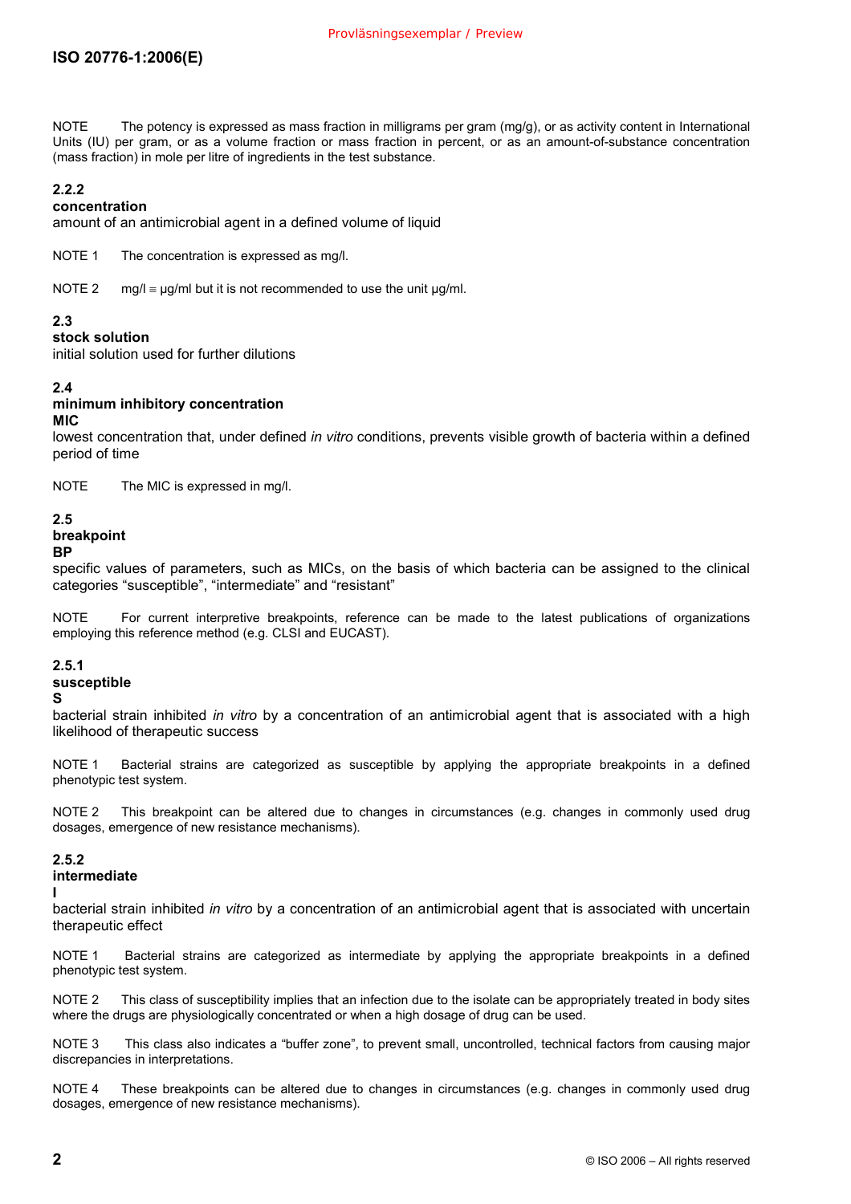NOTE The potency is expressed as mass fraction in milligrams per gram (mg/g), or as activity content in International Units (IU) per gram, or as a volume fraction or mass fraction in percent, or as an amount-of-substance concentration (mass fraction) in mole per litre of ingredients in the test substance.

**2.2.2**
**concentration**
amount of an antimicrobial agent in a defined volume of liquid

NOTE 1 The concentration is expressed as mg/l.

NOTE 2 mg/l ≡ µg/ml but it is not recommended to use the unit µg/ml.

**2.3**
**stock solution**
initial solution used for further dilutions

**2.4**
**minimum inhibitory concentration**
**MIC**
lowest concentration that, under defined *in vitro* conditions, prevents visible growth of bacteria within a defined period of time

NOTE The MIC is expressed in mg/l.

**2.5**
**breakpoint**
**BP**
specific values of parameters, such as MICs, on the basis of which bacteria can be assigned to the clinical categories "susceptible", "intermediate" and "resistant"

NOTE For current interpretive breakpoints, reference can be made to the latest publications of organizations employing this reference method (e.g. CLSI and EUCAST).

**2.5.1**
**susceptible**
**S**
bacterial strain inhibited *in vitro* by a concentration of an antimicrobial agent that is associated with a high likelihood of therapeutic success

NOTE 1 Bacterial strains are categorized as susceptible by applying the appropriate breakpoints in a defined phenotypic test system.

NOTE 2 This breakpoint can be altered due to changes in circumstances (e.g. changes in commonly used drug dosages, emergence of new resistance mechanisms).

**2.5.2**
**intermediate**
**I**
bacterial strain inhibited *in vitro* by a concentration of an antimicrobial agent that is associated with uncertain therapeutic effect

NOTE 1 Bacterial strains are categorized as intermediate by applying the appropriate breakpoints in a defined phenotypic test system.

NOTE 2 This class of susceptibility implies that an infection due to the isolate can be appropriately treated in body sites where the drugs are physiologically concentrated or when a high dosage of drug can be used.

NOTE 3 This class also indicates a "buffer zone", to prevent small, uncontrolled, technical factors from causing major discrepancies in interpretations.

NOTE 4 These breakpoints can be altered due to changes in circumstances (e.g. changes in commonly used drug dosages, emergence of new resistance mechanisms).